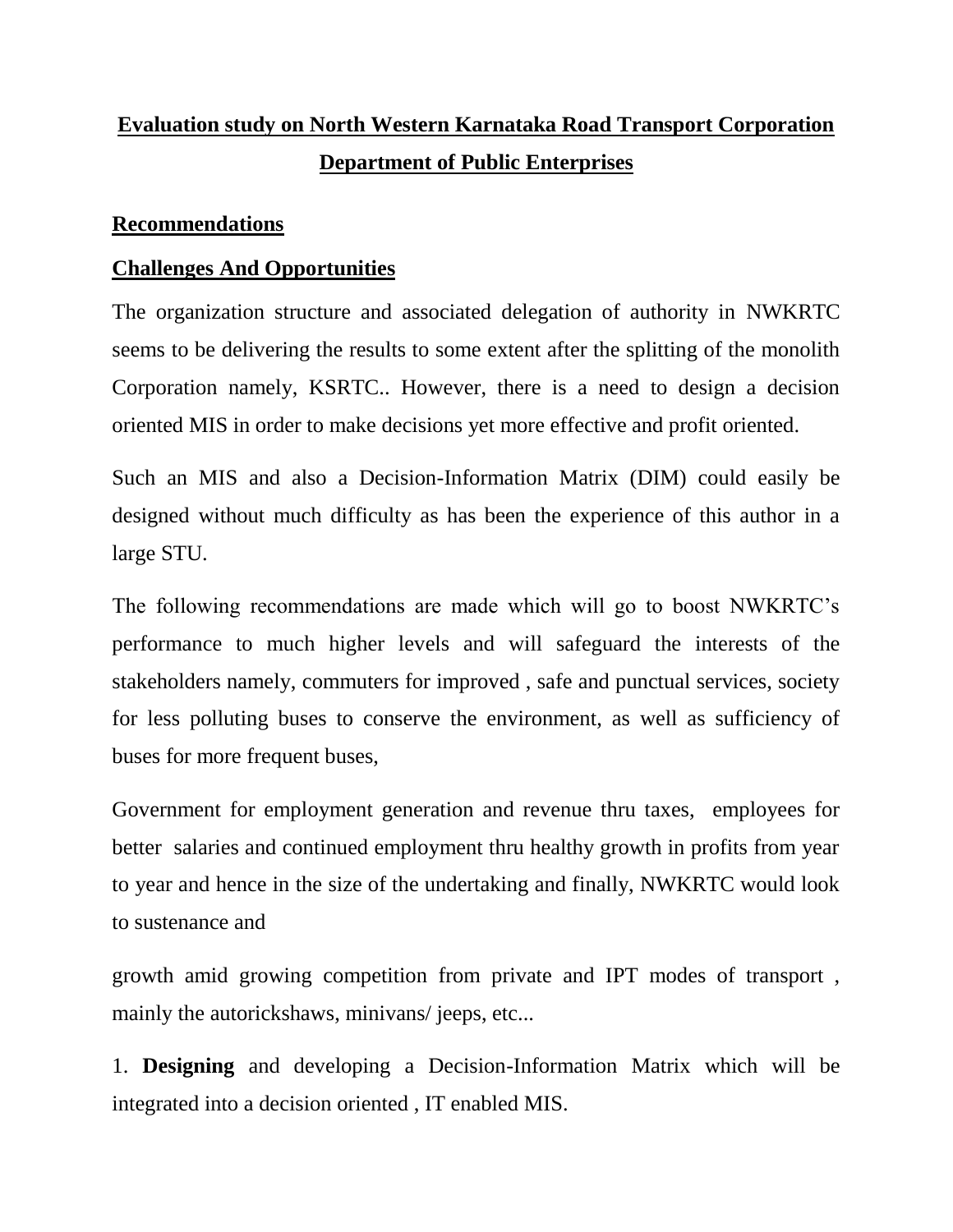# **Evaluation study on North Western Karnataka Road Transport Corporation Department of Public Enterprises**

## **Recommendations**

## **Challenges And Opportunities**

The organization structure and associated delegation of authority in NWKRTC seems to be delivering the results to some extent after the splitting of the monolith Corporation namely, KSRTC.. However, there is a need to design a decision oriented MIS in order to make decisions yet more effective and profit oriented.

Such an MIS and also a Decision-Information Matrix (DIM) could easily be designed without much difficulty as has been the experience of this author in a large STU.

The following recommendations are made which will go to boost NWKRTC's performance to much higher levels and will safeguard the interests of the stakeholders namely, commuters for improved , safe and punctual services, society for less polluting buses to conserve the environment, as well as sufficiency of buses for more frequent buses,

Government for employment generation and revenue thru taxes, employees for better salaries and continued employment thru healthy growth in profits from year to year and hence in the size of the undertaking and finally, NWKRTC would look to sustenance and

growth amid growing competition from private and IPT modes of transport , mainly the autorickshaws, minivans/ jeeps, etc...

1. **Designing** and developing a Decision-Information Matrix which will be integrated into a decision oriented , IT enabled MIS.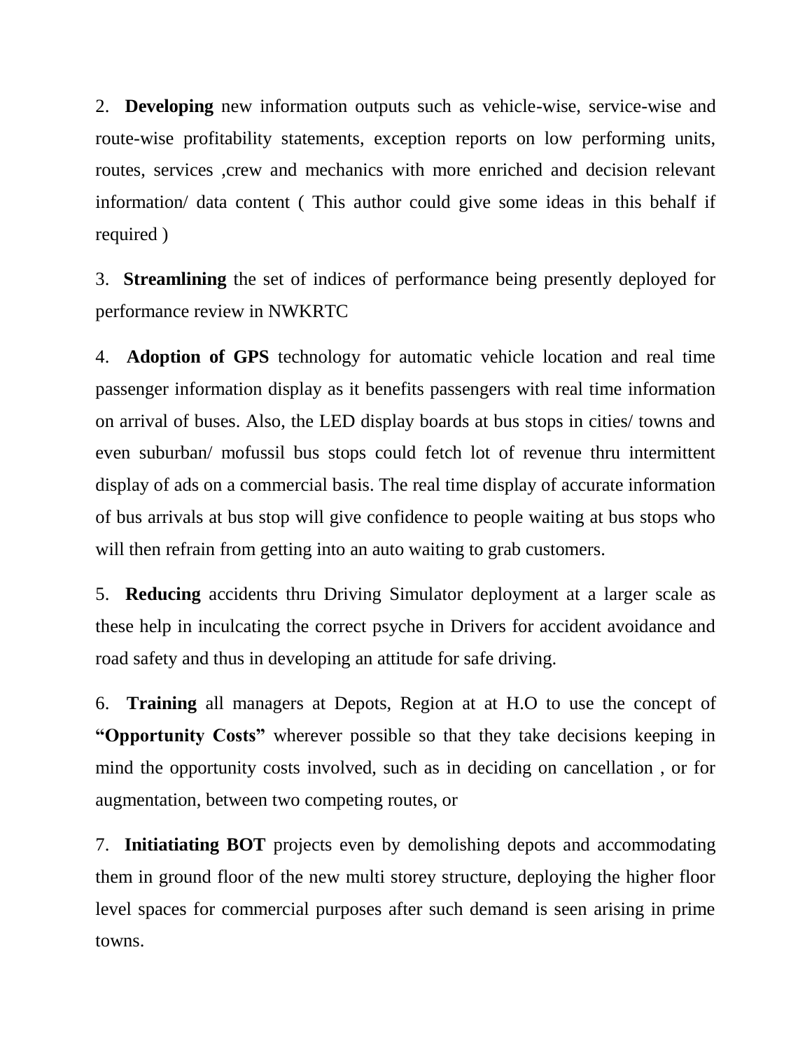2. **Developing** new information outputs such as vehicle-wise, service-wise and route-wise profitability statements, exception reports on low performing units, routes, services ,crew and mechanics with more enriched and decision relevant information/ data content ( This author could give some ideas in this behalf if required )

3. **Streamlining** the set of indices of performance being presently deployed for performance review in NWKRTC

4. **Adoption of GPS** technology for automatic vehicle location and real time passenger information display as it benefits passengers with real time information on arrival of buses. Also, the LED display boards at bus stops in cities/ towns and even suburban/ mofussil bus stops could fetch lot of revenue thru intermittent display of ads on a commercial basis. The real time display of accurate information of bus arrivals at bus stop will give confidence to people waiting at bus stops who will then refrain from getting into an auto waiting to grab customers.

5. **Reducing** accidents thru Driving Simulator deployment at a larger scale as these help in inculcating the correct psyche in Drivers for accident avoidance and road safety and thus in developing an attitude for safe driving.

6. **Training** all managers at Depots, Region at at H.O to use the concept of **"Opportunity Costs"** wherever possible so that they take decisions keeping in mind the opportunity costs involved, such as in deciding on cancellation , or for augmentation, between two competing routes, or

7. **Initiatiating BOT** projects even by demolishing depots and accommodating them in ground floor of the new multi storey structure, deploying the higher floor level spaces for commercial purposes after such demand is seen arising in prime towns.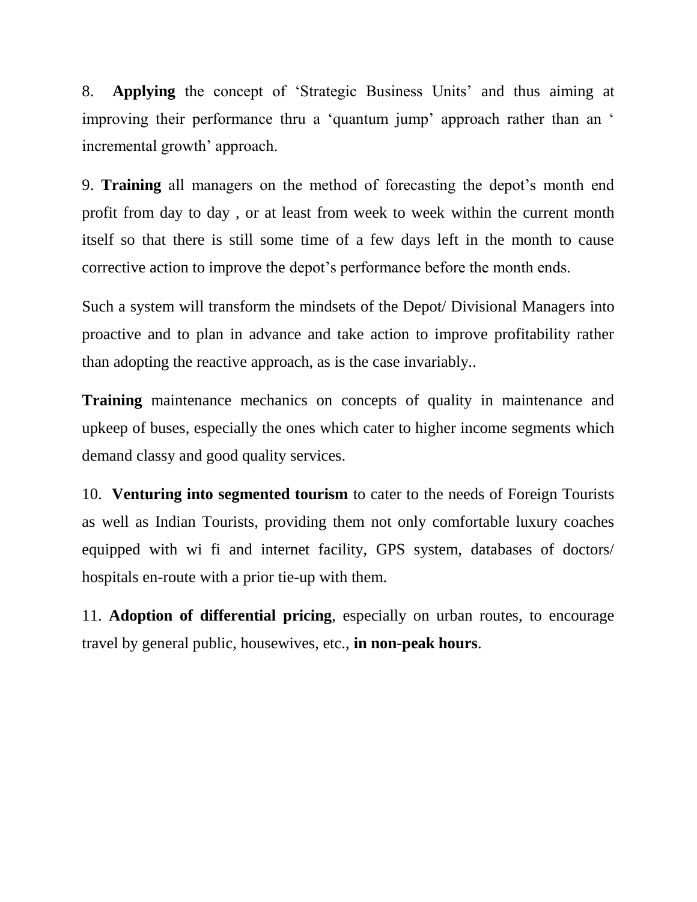8. **Applying** the concept of 'Strategic Business Units' and thus aiming at improving their performance thru a 'quantum jump' approach rather than an ' incremental growth' approach.

9. **Training** all managers on the method of forecasting the depot's month end profit from day to day , or at least from week to week within the current month itself so that there is still some time of a few days left in the month to cause corrective action to improve the depot's performance before the month ends.

Such a system will transform the mindsets of the Depot/ Divisional Managers into proactive and to plan in advance and take action to improve profitability rather than adopting the reactive approach, as is the case invariably..

**Training** maintenance mechanics on concepts of quality in maintenance and upkeep of buses, especially the ones which cater to higher income segments which demand classy and good quality services.

10. **Venturing into segmented tourism** to cater to the needs of Foreign Tourists as well as Indian Tourists, providing them not only comfortable luxury coaches equipped with wi fi and internet facility, GPS system, databases of doctors/ hospitals en-route with a prior tie-up with them.

11. **Adoption of differential pricing**, especially on urban routes, to encourage travel by general public, housewives, etc., **in non-peak hours**.